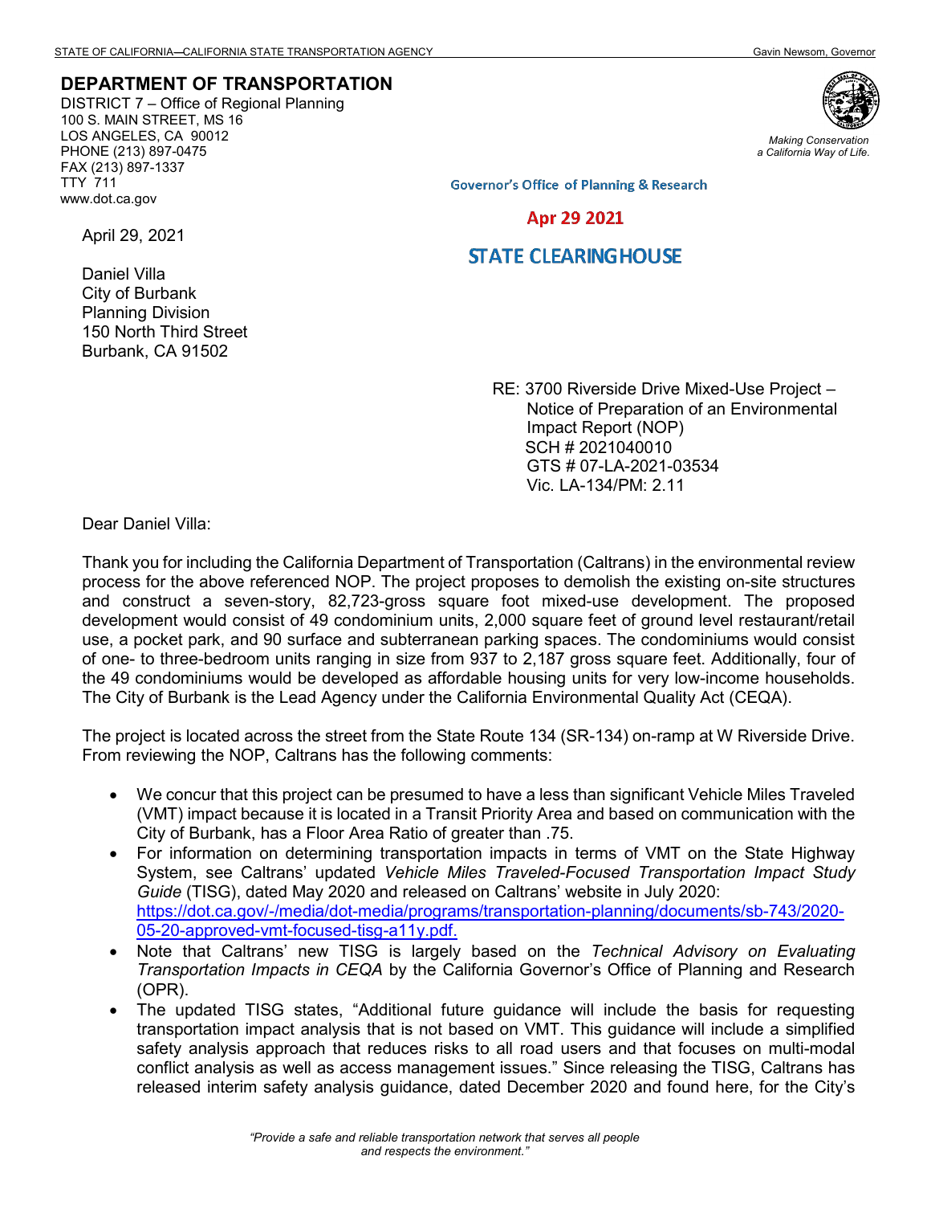STATE OF CALIFORNIA—CALIFORNIA STATE TRANSPORTATION AGENCY — Gavin Newsom, Governor

**DEPARTMENT OF TRANSPORTATION**
DISTRICT 7 – Office of Regional Planning
100 S. MAIN STREET, MS 16
LOS ANGELES, CA 90012
PHONE (213) 897-0475
FAX (213) 897-1337
TTY 711
www.dot.ca.gov

*Making Conservation a California Way of Life.*

Governor's Office of Planning & Research

Apr 29 2021

STATE CLEARINGHOUSE

April 29, 2021

Daniel Villa
City of Burbank
Planning Division
150 North Third Street
Burbank, CA 91502

RE: 3700 Riverside Drive Mixed-Use Project –
Notice of Preparation of an Environmental Impact Report (NOP)
SCH # 2021040010
GTS # 07-LA-2021-03534
Vic. LA-134/PM: 2.11

Dear Daniel Villa:

Thank you for including the California Department of Transportation (Caltrans) in the environmental review process for the above referenced NOP. The project proposes to demolish the existing on-site structures and construct a seven-story, 82,723-gross square foot mixed-use development. The proposed development would consist of 49 condominium units, 2,000 square feet of ground level restaurant/retail use, a pocket park, and 90 surface and subterranean parking spaces. The condominiums would consist of one- to three-bedroom units ranging in size from 937 to 2,187 gross square feet. Additionally, four of the 49 condominiums would be developed as affordable housing units for very low-income households. The City of Burbank is the Lead Agency under the California Environmental Quality Act (CEQA).

The project is located across the street from the State Route 134 (SR-134) on-ramp at W Riverside Drive. From reviewing the NOP, Caltrans has the following comments:

- We concur that this project can be presumed to have a less than significant Vehicle Miles Traveled (VMT) impact because it is located in a Transit Priority Area and based on communication with the City of Burbank, has a Floor Area Ratio of greater than .75.
- For information on determining transportation impacts in terms of VMT on the State Highway System, see Caltrans' updated *Vehicle Miles Traveled-Focused Transportation Impact Study Guide* (TISG), dated May 2020 and released on Caltrans' website in July 2020: https://dot.ca.gov/-/media/dot-media/programs/transportation-planning/documents/sb-743/2020-05-20-approved-vmt-focused-tisg-a11y.pdf.
- Note that Caltrans' new TISG is largely based on the *Technical Advisory on Evaluating Transportation Impacts in CEQA* by the California Governor's Office of Planning and Research (OPR).
- The updated TISG states, "Additional future guidance will include the basis for requesting transportation impact analysis that is not based on VMT. This guidance will include a simplified safety analysis approach that reduces risks to all road users and that focuses on multi-modal conflict analysis as well as access management issues." Since releasing the TISG, Caltrans has released interim safety analysis guidance, dated December 2020 and found here, for the City's

*"Provide a safe and reliable transportation network that serves all people and respects the environment."*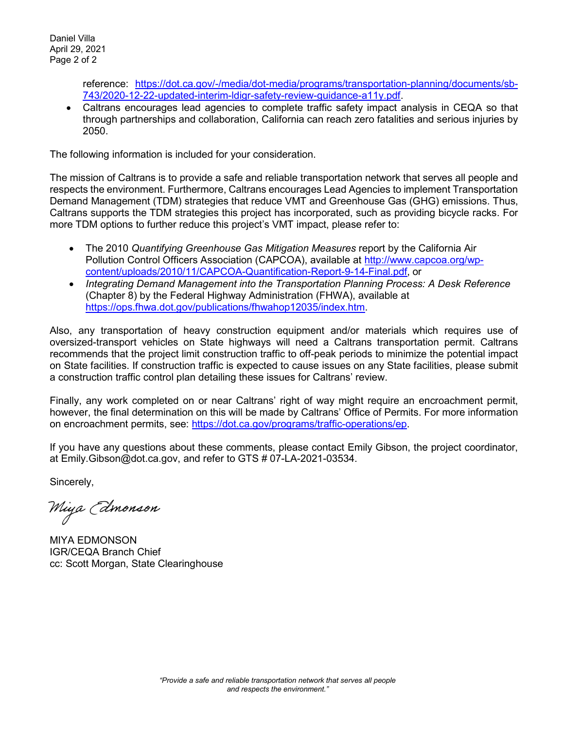reference: https://dot.ca.gov/-/media/dot-media/programs/transportation-planning/documents/sb-743/2020-12-22-updated-interim-ldigr-safety-review-guidance-a11y.pdf.

- Caltrans encourages lead agencies to complete traffic safety impact analysis in CEQA so that through partnerships and collaboration, California can reach zero fatalities and serious injuries by 2050.

The following information is included for your consideration.

The mission of Caltrans is to provide a safe and reliable transportation network that serves all people and respects the environment. Furthermore, Caltrans encourages Lead Agencies to implement Transportation Demand Management (TDM) strategies that reduce VMT and Greenhouse Gas (GHG) emissions. Thus, Caltrans supports the TDM strategies this project has incorporated, such as providing bicycle racks. For more TDM options to further reduce this project's VMT impact, please refer to:

- The 2010 *Quantifying Greenhouse Gas Mitigation Measures* report by the California Air Pollution Control Officers Association (CAPCOA), available at http://www.capcoa.org/wp-content/uploads/2010/11/CAPCOA-Quantification-Report-9-14-Final.pdf, or
- *Integrating Demand Management into the Transportation Planning Process: A Desk Reference* (Chapter 8) by the Federal Highway Administration (FHWA), available at https://ops.fhwa.dot.gov/publications/fhwahop12035/index.htm.

Also, any transportation of heavy construction equipment and/or materials which requires use of oversized-transport vehicles on State highways will need a Caltrans transportation permit. Caltrans recommends that the project limit construction traffic to off-peak periods to minimize the potential impact on State facilities. If construction traffic is expected to cause issues on any State facilities, please submit a construction traffic control plan detailing these issues for Caltrans' review.

Finally, any work completed on or near Caltrans' right of way might require an encroachment permit, however, the final determination on this will be made by Caltrans' Office of Permits. For more information on encroachment permits, see: https://dot.ca.gov/programs/traffic-operations/ep.

If you have any questions about these comments, please contact Emily Gibson, the project coordinator, at Emily.Gibson@dot.ca.gov, and refer to GTS # 07-LA-2021-03534.

Sincerely,

Miya Edmonson

MIYA EDMONSON
IGR/CEQA Branch Chief
cc: Scott Morgan, State Clearinghouse

*"Provide a safe and reliable transportation network that serves all people and respects the environment."*